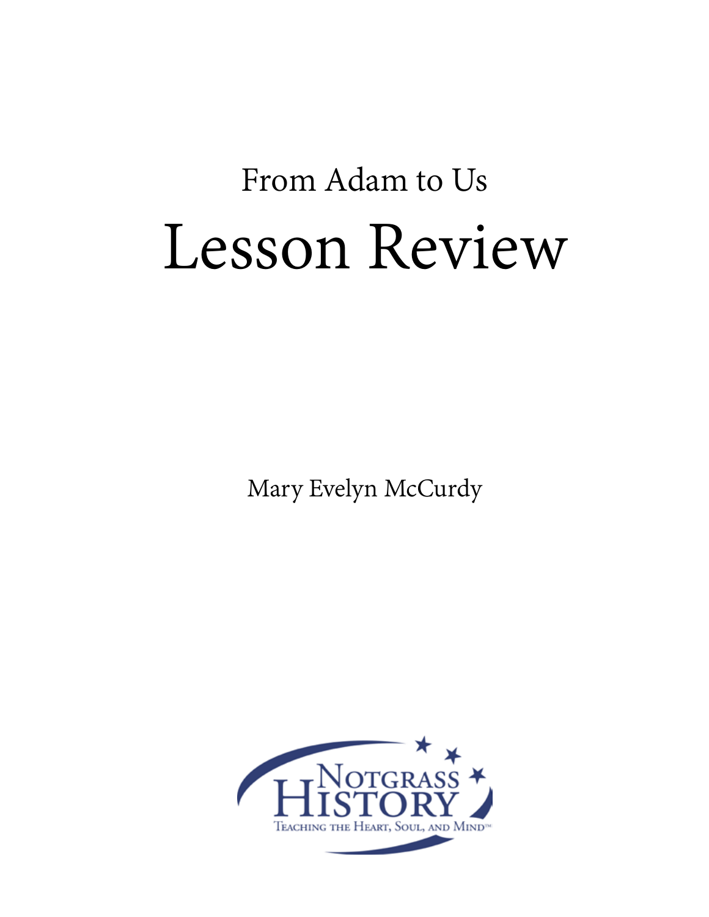From Adam to Us

# Lesson Review

Mary Evelyn McCurdy

Notgrass History

Teaching the Heart, Soul, and Mind™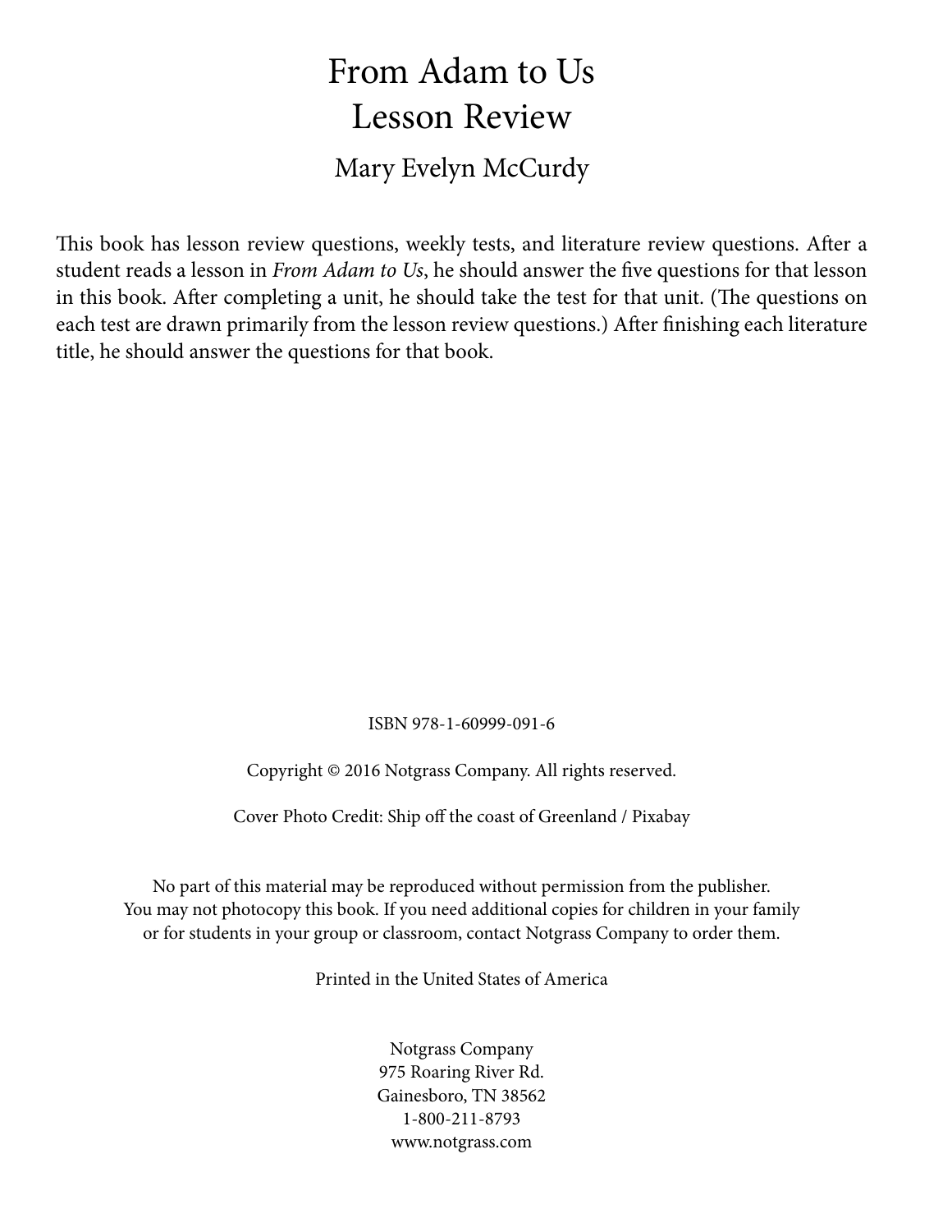# From Adam to Us
# Lesson Review

## Mary Evelyn McCurdy

This book has lesson review questions, weekly tests, and literature review questions. After a student reads a lesson in *From Adam to Us*, he should answer the five questions for that lesson in this book. After completing a unit, he should take the test for that unit. (The questions on each test are drawn primarily from the lesson review questions.) After finishing each literature title, he should answer the questions for that book.

ISBN 978-1-60999-091-6

Copyright © 2016 Notgrass Company. All rights reserved.

Cover Photo Credit: Ship off the coast of Greenland / Pixabay

No part of this material may be reproduced without permission from the publisher.
You may not photocopy this book. If you need additional copies for children in your family or for students in your group or classroom, contact Notgrass Company to order them.

Printed in the United States of America

Notgrass Company
975 Roaring River Rd.
Gainesboro, TN 38562
1-800-211-8793
www.notgrass.com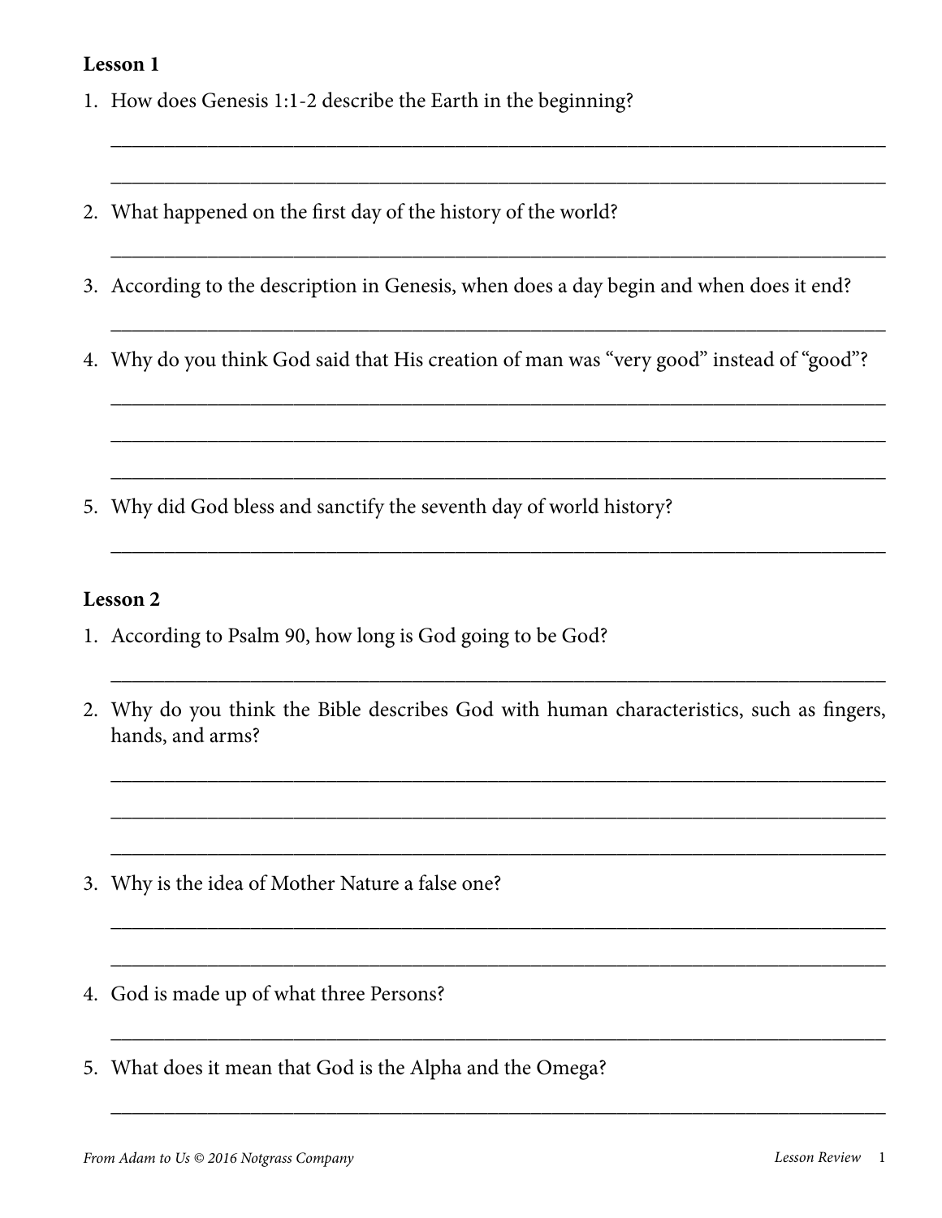**Lesson 1**

1. How does Genesis 1:1-2 describe the Earth in the beginning?

    ______________________________________________________________________________

    ______________________________________________________________________________

2. What happened on the first day of the history of the world?

    ______________________________________________________________________________

3. According to the description in Genesis, when does a day begin and when does it end?

    ______________________________________________________________________________

4. Why do you think God said that His creation of man was "very good" instead of "good"?

    ______________________________________________________________________________

    ______________________________________________________________________________

    ______________________________________________________________________________

5. Why did God bless and sanctify the seventh day of world history?

    ______________________________________________________________________________

**Lesson 2**

1. According to Psalm 90, how long is God going to be God?

    ______________________________________________________________________________

2. Why do you think the Bible describes God with human characteristics, such as fingers, hands, and arms?

    ______________________________________________________________________________

    ______________________________________________________________________________

    ______________________________________________________________________________

3. Why is the idea of Mother Nature a false one?

    ______________________________________________________________________________

    ______________________________________________________________________________

4. God is made up of what three Persons?

    ______________________________________________________________________________

5. What does it mean that God is the Alpha and the Omega?

    ______________________________________________________________________________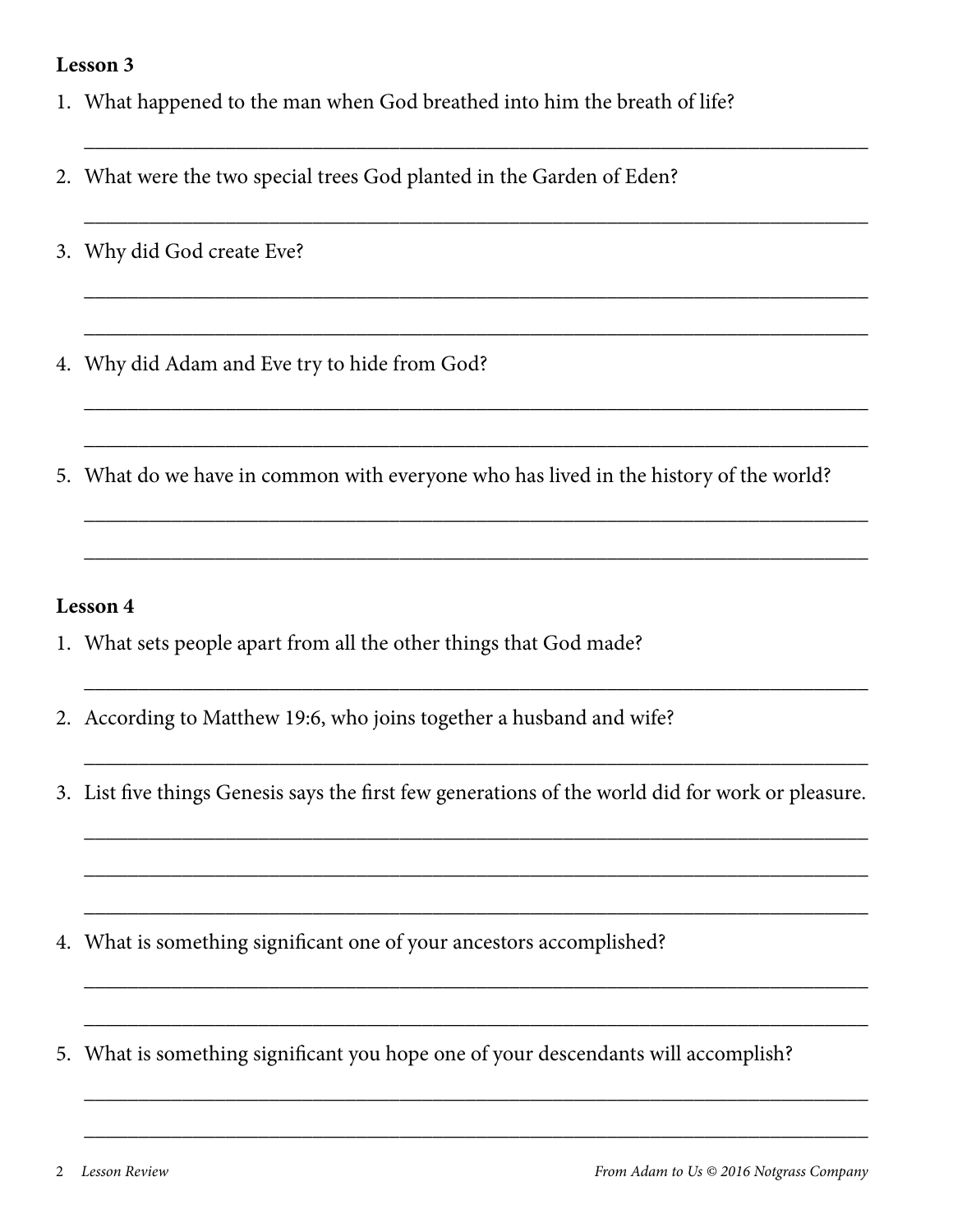**Lesson 3**

1. What happened to the man when God breathed into him the breath of life?
2. What were the two special trees God planted in the Garden of Eden?
3. Why did God create Eve?
4. Why did Adam and Eve try to hide from God?
5. What do we have in common with everyone who has lived in the history of the world?

**Lesson 4**

1. What sets people apart from all the other things that God made?
2. According to Matthew 19:6, who joins together a husband and wife?
3. List five things Genesis says the first few generations of the world did for work or pleasure.
4. What is something significant one of your ancestors accomplished?
5. What is something significant you hope one of your descendants will accomplish?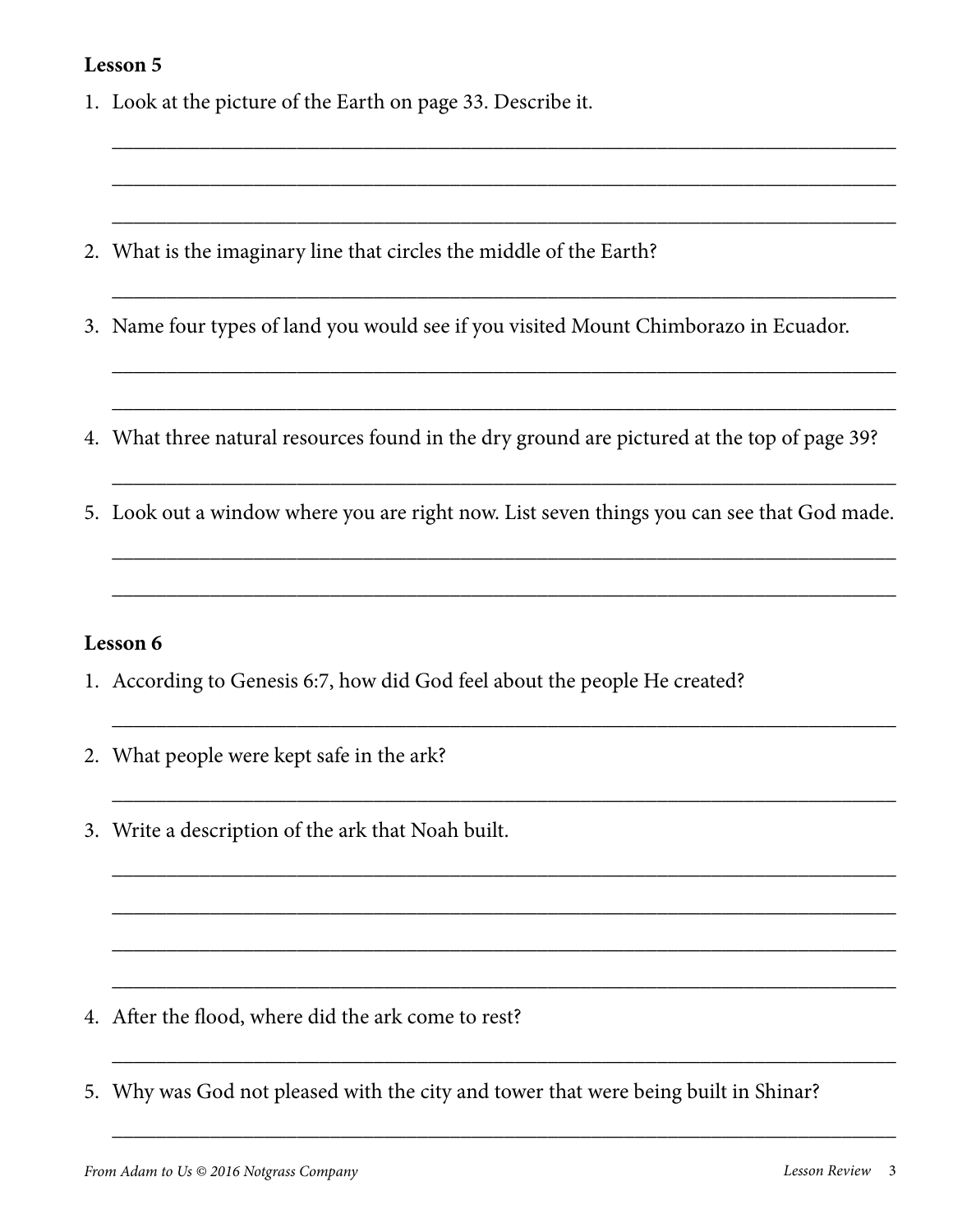**Lesson 5**

1. Look at the picture of the Earth on page 33. Describe it.

___________________________________________________________________________

___________________________________________________________________________

___________________________________________________________________________

2. What is the imaginary line that circles the middle of the Earth?

___________________________________________________________________________

3. Name four types of land you would see if you visited Mount Chimborazo in Ecuador.

___________________________________________________________________________

___________________________________________________________________________

4. What three natural resources found in the dry ground are pictured at the top of page 39?

___________________________________________________________________________

5. Look out a window where you are right now. List seven things you can see that God made.

___________________________________________________________________________

___________________________________________________________________________

**Lesson 6**

1. According to Genesis 6:7, how did God feel about the people He created?

___________________________________________________________________________

2. What people were kept safe in the ark?

___________________________________________________________________________

3. Write a description of the ark that Noah built.

___________________________________________________________________________

___________________________________________________________________________

___________________________________________________________________________

___________________________________________________________________________

4. After the flood, where did the ark come to rest?

___________________________________________________________________________

5. Why was God not pleased with the city and tower that were being built in Shinar?

___________________________________________________________________________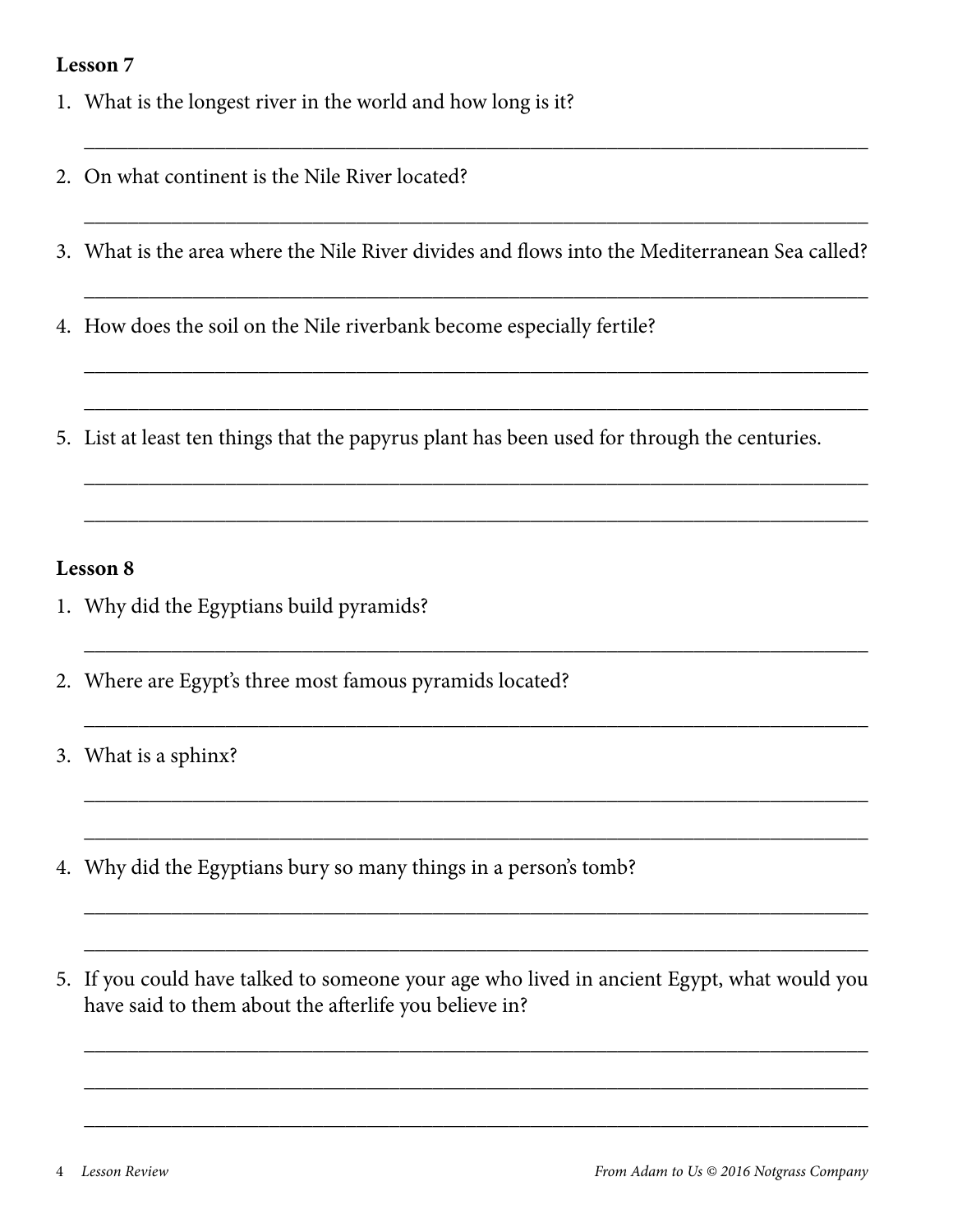## Lesson 7

1. What is the longest river in the world and how long is it?

2. On what continent is the Nile River located?

3. What is the area where the Nile River divides and flows into the Mediterranean Sea called?

4. How does the soil on the Nile riverbank become especially fertile?

5. List at least ten things that the papyrus plant has been used for through the centuries.

## Lesson 8

1. Why did the Egyptians build pyramids?

2. Where are Egypt's three most famous pyramids located?

3. What is a sphinx?

4. Why did the Egyptians bury so many things in a person's tomb?

5. If you could have talked to someone your age who lived in ancient Egypt, what would you have said to them about the afterlife you believe in?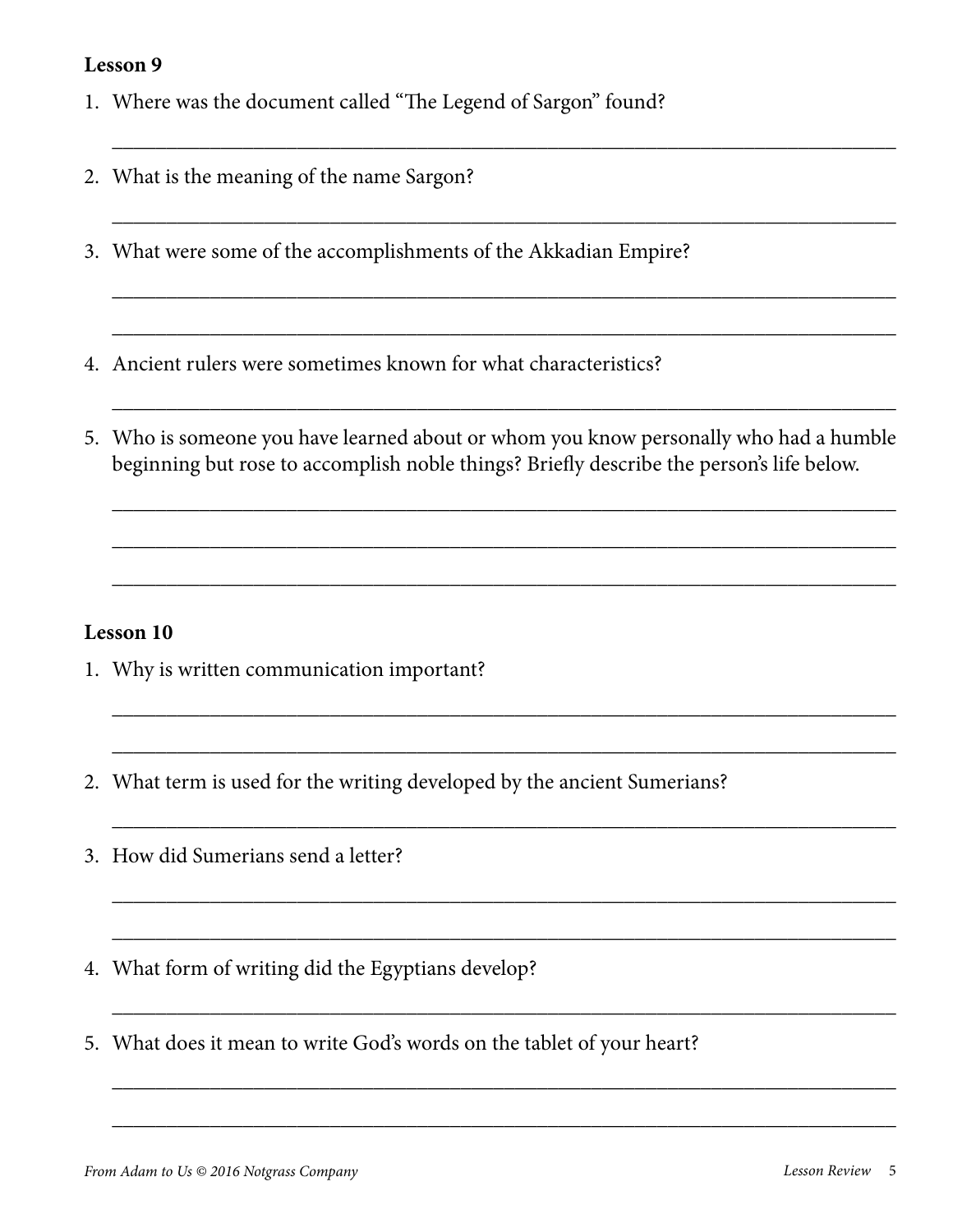**Lesson 9**

1. Where was the document called "The Legend of Sargon" found?

   \_\_\_\_\_\_\_\_\_\_\_\_\_\_\_\_\_\_\_\_\_\_\_\_\_\_\_\_\_\_\_\_\_\_\_\_\_\_\_\_\_\_\_\_\_\_\_\_\_\_\_\_\_\_\_\_\_\_\_\_\_\_\_\_\_\_\_\_\_\_\_\_\_\_

2. What is the meaning of the name Sargon?

   \_\_\_\_\_\_\_\_\_\_\_\_\_\_\_\_\_\_\_\_\_\_\_\_\_\_\_\_\_\_\_\_\_\_\_\_\_\_\_\_\_\_\_\_\_\_\_\_\_\_\_\_\_\_\_\_\_\_\_\_\_\_\_\_\_\_\_\_\_\_\_\_\_\_

3. What were some of the accomplishments of the Akkadian Empire?

   \_\_\_\_\_\_\_\_\_\_\_\_\_\_\_\_\_\_\_\_\_\_\_\_\_\_\_\_\_\_\_\_\_\_\_\_\_\_\_\_\_\_\_\_\_\_\_\_\_\_\_\_\_\_\_\_\_\_\_\_\_\_\_\_\_\_\_\_\_\_\_\_\_\_

   \_\_\_\_\_\_\_\_\_\_\_\_\_\_\_\_\_\_\_\_\_\_\_\_\_\_\_\_\_\_\_\_\_\_\_\_\_\_\_\_\_\_\_\_\_\_\_\_\_\_\_\_\_\_\_\_\_\_\_\_\_\_\_\_\_\_\_\_\_\_\_\_\_\_

4. Ancient rulers were sometimes known for what characteristics?

   \_\_\_\_\_\_\_\_\_\_\_\_\_\_\_\_\_\_\_\_\_\_\_\_\_\_\_\_\_\_\_\_\_\_\_\_\_\_\_\_\_\_\_\_\_\_\_\_\_\_\_\_\_\_\_\_\_\_\_\_\_\_\_\_\_\_\_\_\_\_\_\_\_\_

5. Who is someone you have learned about or whom you know personally who had a humble beginning but rose to accomplish noble things? Briefly describe the person's life below.

   \_\_\_\_\_\_\_\_\_\_\_\_\_\_\_\_\_\_\_\_\_\_\_\_\_\_\_\_\_\_\_\_\_\_\_\_\_\_\_\_\_\_\_\_\_\_\_\_\_\_\_\_\_\_\_\_\_\_\_\_\_\_\_\_\_\_\_\_\_\_\_\_\_\_

   \_\_\_\_\_\_\_\_\_\_\_\_\_\_\_\_\_\_\_\_\_\_\_\_\_\_\_\_\_\_\_\_\_\_\_\_\_\_\_\_\_\_\_\_\_\_\_\_\_\_\_\_\_\_\_\_\_\_\_\_\_\_\_\_\_\_\_\_\_\_\_\_\_\_

   \_\_\_\_\_\_\_\_\_\_\_\_\_\_\_\_\_\_\_\_\_\_\_\_\_\_\_\_\_\_\_\_\_\_\_\_\_\_\_\_\_\_\_\_\_\_\_\_\_\_\_\_\_\_\_\_\_\_\_\_\_\_\_\_\_\_\_\_\_\_\_\_\_\_

**Lesson 10**

1. Why is written communication important?

   \_\_\_\_\_\_\_\_\_\_\_\_\_\_\_\_\_\_\_\_\_\_\_\_\_\_\_\_\_\_\_\_\_\_\_\_\_\_\_\_\_\_\_\_\_\_\_\_\_\_\_\_\_\_\_\_\_\_\_\_\_\_\_\_\_\_\_\_\_\_\_\_\_\_

   \_\_\_\_\_\_\_\_\_\_\_\_\_\_\_\_\_\_\_\_\_\_\_\_\_\_\_\_\_\_\_\_\_\_\_\_\_\_\_\_\_\_\_\_\_\_\_\_\_\_\_\_\_\_\_\_\_\_\_\_\_\_\_\_\_\_\_\_\_\_\_\_\_\_

2. What term is used for the writing developed by the ancient Sumerians?

   \_\_\_\_\_\_\_\_\_\_\_\_\_\_\_\_\_\_\_\_\_\_\_\_\_\_\_\_\_\_\_\_\_\_\_\_\_\_\_\_\_\_\_\_\_\_\_\_\_\_\_\_\_\_\_\_\_\_\_\_\_\_\_\_\_\_\_\_\_\_\_\_\_\_

3. How did Sumerians send a letter?

   \_\_\_\_\_\_\_\_\_\_\_\_\_\_\_\_\_\_\_\_\_\_\_\_\_\_\_\_\_\_\_\_\_\_\_\_\_\_\_\_\_\_\_\_\_\_\_\_\_\_\_\_\_\_\_\_\_\_\_\_\_\_\_\_\_\_\_\_\_\_\_\_\_\_

   \_\_\_\_\_\_\_\_\_\_\_\_\_\_\_\_\_\_\_\_\_\_\_\_\_\_\_\_\_\_\_\_\_\_\_\_\_\_\_\_\_\_\_\_\_\_\_\_\_\_\_\_\_\_\_\_\_\_\_\_\_\_\_\_\_\_\_\_\_\_\_\_\_\_

4. What form of writing did the Egyptians develop?

   \_\_\_\_\_\_\_\_\_\_\_\_\_\_\_\_\_\_\_\_\_\_\_\_\_\_\_\_\_\_\_\_\_\_\_\_\_\_\_\_\_\_\_\_\_\_\_\_\_\_\_\_\_\_\_\_\_\_\_\_\_\_\_\_\_\_\_\_\_\_\_\_\_\_

5. What does it mean to write God's words on the tablet of your heart?

   \_\_\_\_\_\_\_\_\_\_\_\_\_\_\_\_\_\_\_\_\_\_\_\_\_\_\_\_\_\_\_\_\_\_\_\_\_\_\_\_\_\_\_\_\_\_\_\_\_\_\_\_\_\_\_\_\_\_\_\_\_\_\_\_\_\_\_\_\_\_\_\_\_\_

   \_\_\_\_\_\_\_\_\_\_\_\_\_\_\_\_\_\_\_\_\_\_\_\_\_\_\_\_\_\_\_\_\_\_\_\_\_\_\_\_\_\_\_\_\_\_\_\_\_\_\_\_\_\_\_\_\_\_\_\_\_\_\_\_\_\_\_\_\_\_\_\_\_\_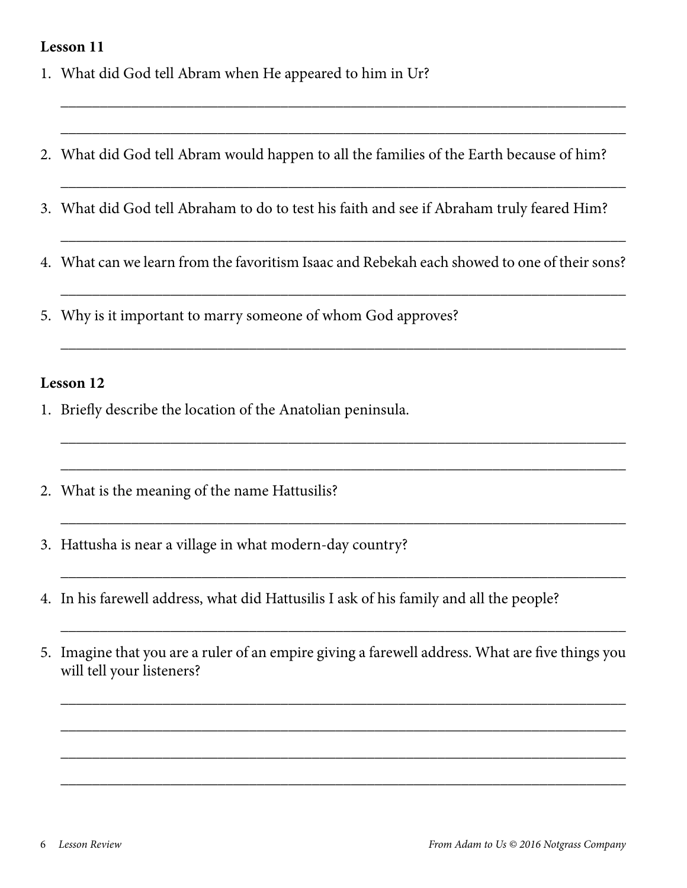**Lesson 11**

1. What did God tell Abram when He appeared to him in Ur?

\_\_\_\_\_\_\_\_\_\_\_\_\_\_\_\_\_\_\_\_\_\_\_\_\_\_\_\_\_\_\_\_\_\_\_\_\_\_\_\_\_\_\_\_\_\_\_\_\_\_\_\_\_\_\_\_\_\_\_\_\_\_\_\_\_\_\_\_\_\_\_\_\_\_\_\_\_\_

\_\_\_\_\_\_\_\_\_\_\_\_\_\_\_\_\_\_\_\_\_\_\_\_\_\_\_\_\_\_\_\_\_\_\_\_\_\_\_\_\_\_\_\_\_\_\_\_\_\_\_\_\_\_\_\_\_\_\_\_\_\_\_\_\_\_\_\_\_\_\_\_\_\_\_\_\_\_

2. What did God tell Abram would happen to all the families of the Earth because of him?

\_\_\_\_\_\_\_\_\_\_\_\_\_\_\_\_\_\_\_\_\_\_\_\_\_\_\_\_\_\_\_\_\_\_\_\_\_\_\_\_\_\_\_\_\_\_\_\_\_\_\_\_\_\_\_\_\_\_\_\_\_\_\_\_\_\_\_\_\_\_\_\_\_\_\_\_\_\_

3. What did God tell Abraham to do to test his faith and see if Abraham truly feared Him?

\_\_\_\_\_\_\_\_\_\_\_\_\_\_\_\_\_\_\_\_\_\_\_\_\_\_\_\_\_\_\_\_\_\_\_\_\_\_\_\_\_\_\_\_\_\_\_\_\_\_\_\_\_\_\_\_\_\_\_\_\_\_\_\_\_\_\_\_\_\_\_\_\_\_\_\_\_\_

4. What can we learn from the favoritism Isaac and Rebekah each showed to one of their sons?

\_\_\_\_\_\_\_\_\_\_\_\_\_\_\_\_\_\_\_\_\_\_\_\_\_\_\_\_\_\_\_\_\_\_\_\_\_\_\_\_\_\_\_\_\_\_\_\_\_\_\_\_\_\_\_\_\_\_\_\_\_\_\_\_\_\_\_\_\_\_\_\_\_\_\_\_\_\_

5. Why is it important to marry someone of whom God approves?

\_\_\_\_\_\_\_\_\_\_\_\_\_\_\_\_\_\_\_\_\_\_\_\_\_\_\_\_\_\_\_\_\_\_\_\_\_\_\_\_\_\_\_\_\_\_\_\_\_\_\_\_\_\_\_\_\_\_\_\_\_\_\_\_\_\_\_\_\_\_\_\_\_\_\_\_\_\_

**Lesson 12**

1. Briefly describe the location of the Anatolian peninsula.

\_\_\_\_\_\_\_\_\_\_\_\_\_\_\_\_\_\_\_\_\_\_\_\_\_\_\_\_\_\_\_\_\_\_\_\_\_\_\_\_\_\_\_\_\_\_\_\_\_\_\_\_\_\_\_\_\_\_\_\_\_\_\_\_\_\_\_\_\_\_\_\_\_\_\_\_\_\_

\_\_\_\_\_\_\_\_\_\_\_\_\_\_\_\_\_\_\_\_\_\_\_\_\_\_\_\_\_\_\_\_\_\_\_\_\_\_\_\_\_\_\_\_\_\_\_\_\_\_\_\_\_\_\_\_\_\_\_\_\_\_\_\_\_\_\_\_\_\_\_\_\_\_\_\_\_\_

2. What is the meaning of the name Hattusilis?

\_\_\_\_\_\_\_\_\_\_\_\_\_\_\_\_\_\_\_\_\_\_\_\_\_\_\_\_\_\_\_\_\_\_\_\_\_\_\_\_\_\_\_\_\_\_\_\_\_\_\_\_\_\_\_\_\_\_\_\_\_\_\_\_\_\_\_\_\_\_\_\_\_\_\_\_\_\_

3. Hattusha is near a village in what modern-day country?

\_\_\_\_\_\_\_\_\_\_\_\_\_\_\_\_\_\_\_\_\_\_\_\_\_\_\_\_\_\_\_\_\_\_\_\_\_\_\_\_\_\_\_\_\_\_\_\_\_\_\_\_\_\_\_\_\_\_\_\_\_\_\_\_\_\_\_\_\_\_\_\_\_\_\_\_\_\_

4. In his farewell address, what did Hattusilis I ask of his family and all the people?

\_\_\_\_\_\_\_\_\_\_\_\_\_\_\_\_\_\_\_\_\_\_\_\_\_\_\_\_\_\_\_\_\_\_\_\_\_\_\_\_\_\_\_\_\_\_\_\_\_\_\_\_\_\_\_\_\_\_\_\_\_\_\_\_\_\_\_\_\_\_\_\_\_\_\_\_\_\_

5. Imagine that you are a ruler of an empire giving a farewell address. What are five things you will tell your listeners?

\_\_\_\_\_\_\_\_\_\_\_\_\_\_\_\_\_\_\_\_\_\_\_\_\_\_\_\_\_\_\_\_\_\_\_\_\_\_\_\_\_\_\_\_\_\_\_\_\_\_\_\_\_\_\_\_\_\_\_\_\_\_\_\_\_\_\_\_\_\_\_\_\_\_\_\_\_\_

\_\_\_\_\_\_\_\_\_\_\_\_\_\_\_\_\_\_\_\_\_\_\_\_\_\_\_\_\_\_\_\_\_\_\_\_\_\_\_\_\_\_\_\_\_\_\_\_\_\_\_\_\_\_\_\_\_\_\_\_\_\_\_\_\_\_\_\_\_\_\_\_\_\_\_\_\_\_

\_\_\_\_\_\_\_\_\_\_\_\_\_\_\_\_\_\_\_\_\_\_\_\_\_\_\_\_\_\_\_\_\_\_\_\_\_\_\_\_\_\_\_\_\_\_\_\_\_\_\_\_\_\_\_\_\_\_\_\_\_\_\_\_\_\_\_\_\_\_\_\_\_\_\_\_\_\_

\_\_\_\_\_\_\_\_\_\_\_\_\_\_\_\_\_\_\_\_\_\_\_\_\_\_\_\_\_\_\_\_\_\_\_\_\_\_\_\_\_\_\_\_\_\_\_\_\_\_\_\_\_\_\_\_\_\_\_\_\_\_\_\_\_\_\_\_\_\_\_\_\_\_\_\_\_\_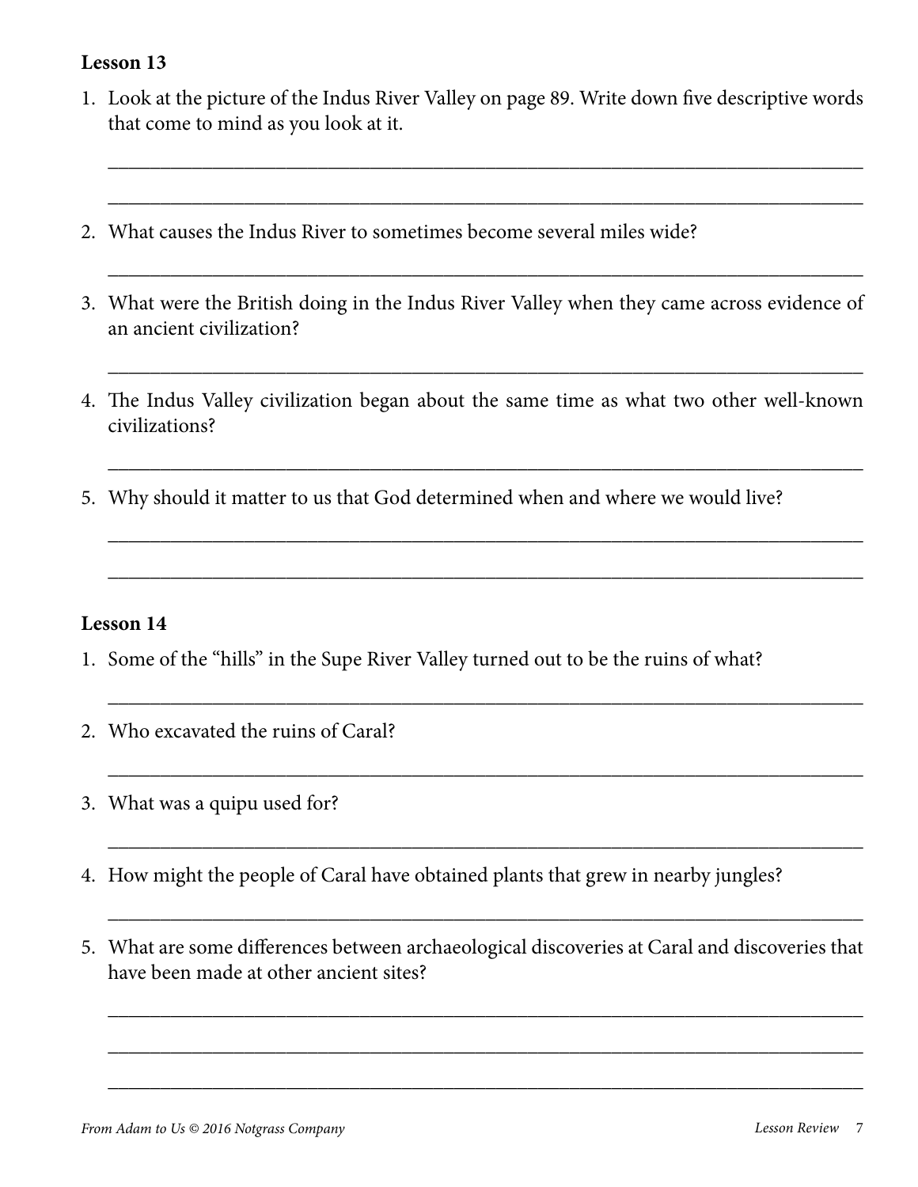**Lesson 13**

1. Look at the picture of the Indus River Valley on page 89. Write down five descriptive words that come to mind as you look at it.

   ______________________________________________________________________________

   ______________________________________________________________________________

2. What causes the Indus River to sometimes become several miles wide?

   ______________________________________________________________________________

3. What were the British doing in the Indus River Valley when they came across evidence of an ancient civilization?

   ______________________________________________________________________________

4. The Indus Valley civilization began about the same time as what two other well-known civilizations?

   ______________________________________________________________________________

5. Why should it matter to us that God determined when and where we would live?

   ______________________________________________________________________________

   ______________________________________________________________________________

**Lesson 14**

1. Some of the "hills" in the Supe River Valley turned out to be the ruins of what?

   ______________________________________________________________________________

2. Who excavated the ruins of Caral?

   ______________________________________________________________________________

3. What was a quipu used for?

   ______________________________________________________________________________

4. How might the people of Caral have obtained plants that grew in nearby jungles?

   ______________________________________________________________________________

5. What are some differences between archaeological discoveries at Caral and discoveries that have been made at other ancient sites?

   ______________________________________________________________________________

   ______________________________________________________________________________

   ______________________________________________________________________________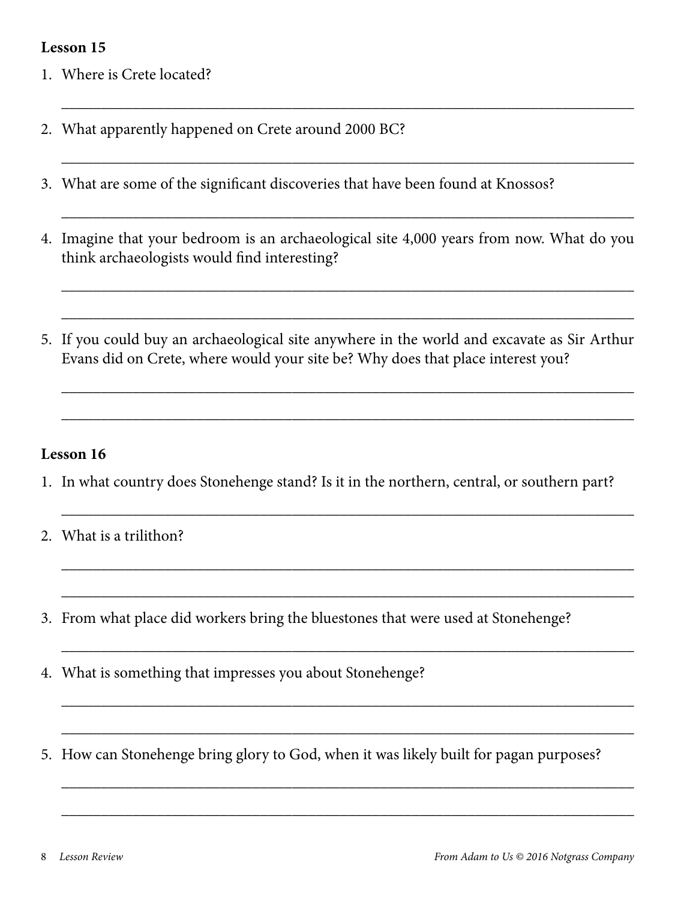## Lesson 15

1. Where is Crete located?

2. What apparently happened on Crete around 2000 BC?

3. What are some of the significant discoveries that have been found at Knossos?

4. Imagine that your bedroom is an archaeological site 4,000 years from now. What do you think archaeologists would find interesting?

5. If you could buy an archaeological site anywhere in the world and excavate as Sir Arthur Evans did on Crete, where would your site be? Why does that place interest you?

## Lesson 16

1. In what country does Stonehenge stand? Is it in the northern, central, or southern part?

2. What is a trilithon?

3. From what place did workers bring the bluestones that were used at Stonehenge?

4. What is something that impresses you about Stonehenge?

5. How can Stonehenge bring glory to God, when it was likely built for pagan purposes?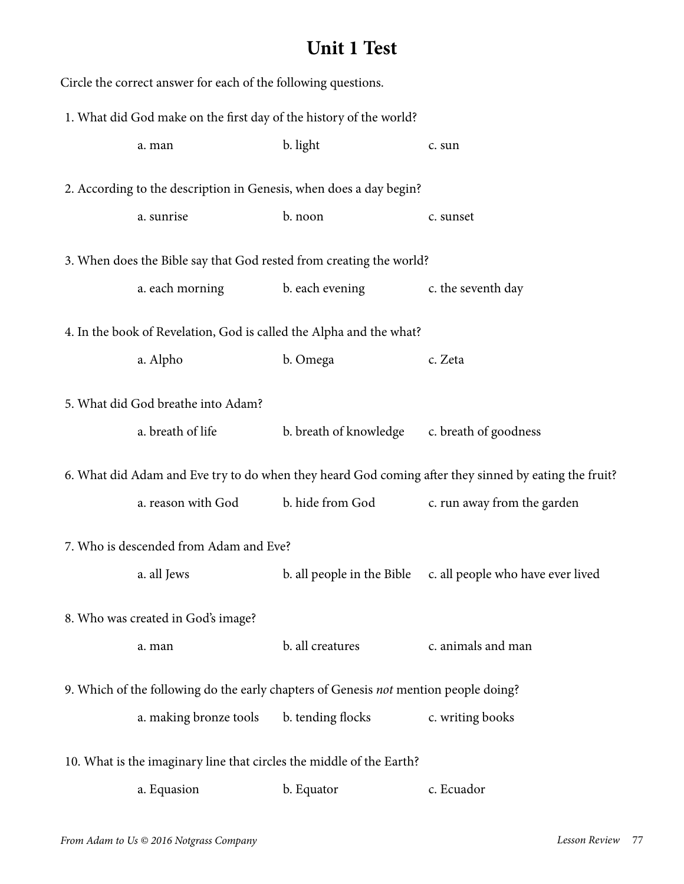# Unit 1 Test

Circle the correct answer for each of the following questions.

1. What did God make on the first day of the history of the world?

   a. man    b. light    c. sun

2. According to the description in Genesis, when does a day begin?

   a. sunrise    b. noon    c. sunset

3. When does the Bible say that God rested from creating the world?

   a. each morning    b. each evening    c. the seventh day

4. In the book of Revelation, God is called the Alpha and the what?

   a. Alpho    b. Omega    c. Zeta

5. What did God breathe into Adam?

   a. breath of life    b. breath of knowledge    c. breath of goodness

6. What did Adam and Eve try to do when they heard God coming after they sinned by eating the fruit?

   a. reason with God    b. hide from God    c. run away from the garden

7. Who is descended from Adam and Eve?

   a. all Jews    b. all people in the Bible    c. all people who have ever lived

8. Who was created in God's image?

   a. man    b. all creatures    c. animals and man

9. Which of the following do the early chapters of Genesis *not* mention people doing?

   a. making bronze tools    b. tending flocks    c. writing books

10. What is the imaginary line that circles the middle of the Earth?

    a. Equasion    b. Equator    c. Ecuador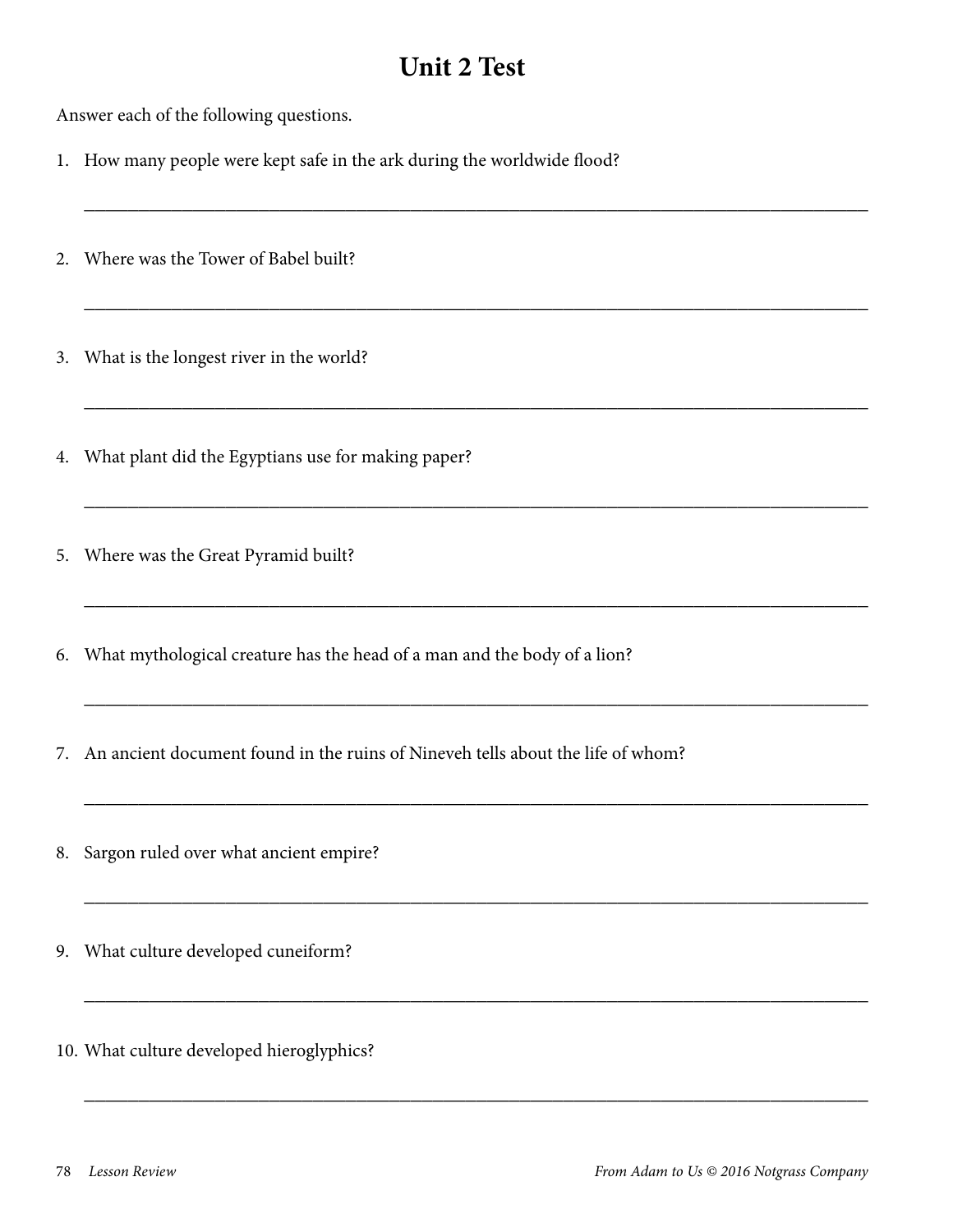# Unit 2 Test

Answer each of the following questions.

1. How many people were kept safe in the ark during the worldwide flood?

______________________________________________________________________

2. Where was the Tower of Babel built?

______________________________________________________________________

3. What is the longest river in the world?

______________________________________________________________________

4. What plant did the Egyptians use for making paper?

______________________________________________________________________

5. Where was the Great Pyramid built?

______________________________________________________________________

6. What mythological creature has the head of a man and the body of a lion?

______________________________________________________________________

7. An ancient document found in the ruins of Nineveh tells about the life of whom?

______________________________________________________________________

8. Sargon ruled over what ancient empire?

______________________________________________________________________

9. What culture developed cuneiform?

______________________________________________________________________

10. What culture developed hieroglyphics?

______________________________________________________________________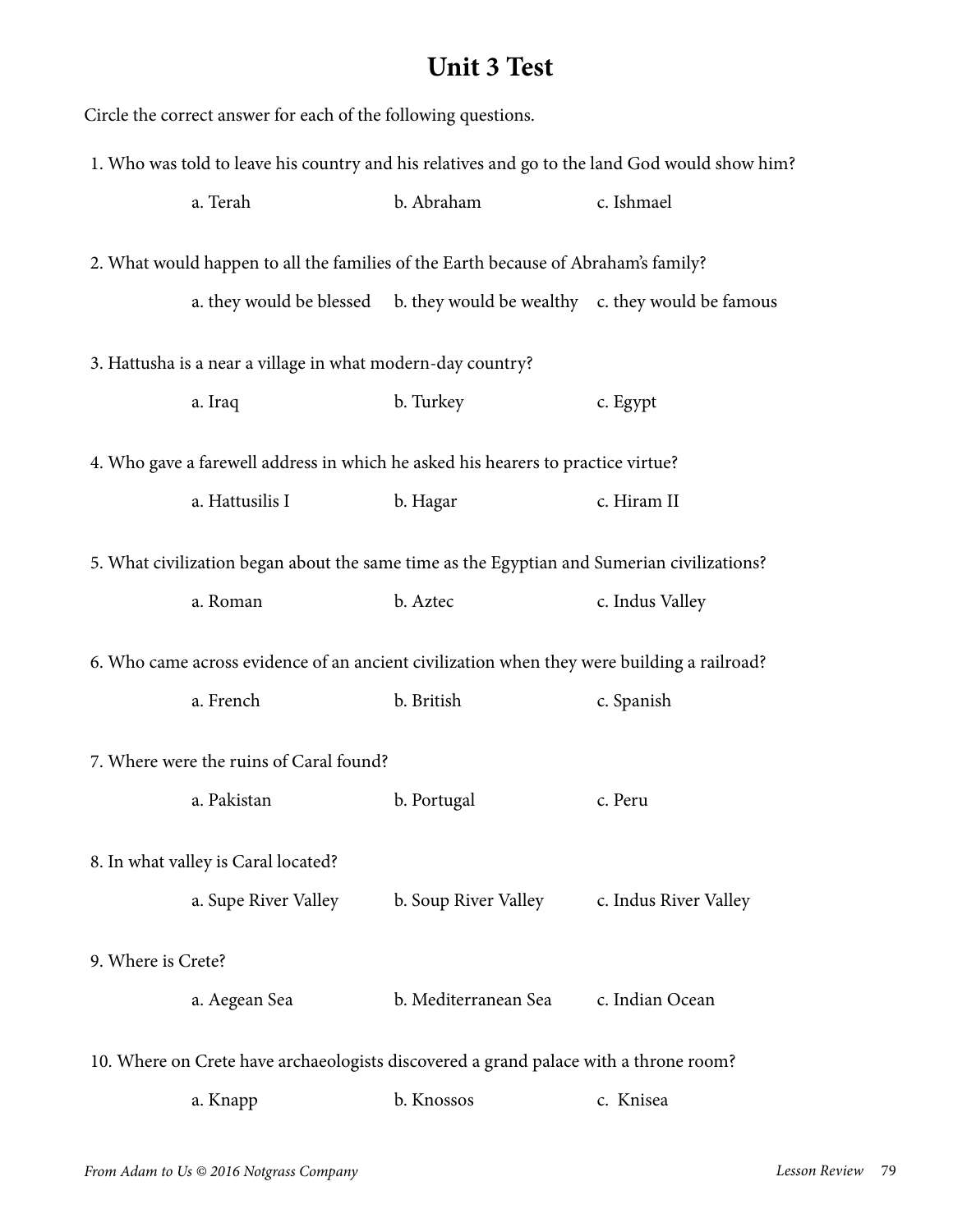# Unit 3 Test

Circle the correct answer for each of the following questions.

1. Who was told to leave his country and his relatives and go to the land God would show him?

   a. Terah &nbsp;&nbsp;&nbsp; b. Abraham &nbsp;&nbsp;&nbsp; c. Ishmael

2. What would happen to all the families of the Earth because of Abraham's family?

   a. they would be blessed &nbsp;&nbsp;&nbsp; b. they would be wealthy &nbsp;&nbsp;&nbsp; c. they would be famous

3. Hattusha is a near a village in what modern-day country?

   a. Iraq &nbsp;&nbsp;&nbsp; b. Turkey &nbsp;&nbsp;&nbsp; c. Egypt

4. Who gave a farewell address in which he asked his hearers to practice virtue?

   a. Hattusilis I &nbsp;&nbsp;&nbsp; b. Hagar &nbsp;&nbsp;&nbsp; c. Hiram II

5. What civilization began about the same time as the Egyptian and Sumerian civilizations?

   a. Roman &nbsp;&nbsp;&nbsp; b. Aztec &nbsp;&nbsp;&nbsp; c. Indus Valley

6. Who came across evidence of an ancient civilization when they were building a railroad?

   a. French &nbsp;&nbsp;&nbsp; b. British &nbsp;&nbsp;&nbsp; c. Spanish

7. Where were the ruins of Caral found?

   a. Pakistan &nbsp;&nbsp;&nbsp; b. Portugal &nbsp;&nbsp;&nbsp; c. Peru

8. In what valley is Caral located?

   a. Supe River Valley &nbsp;&nbsp;&nbsp; b. Soup River Valley &nbsp;&nbsp;&nbsp; c. Indus River Valley

9. Where is Crete?

   a. Aegean Sea &nbsp;&nbsp;&nbsp; b. Mediterranean Sea &nbsp;&nbsp;&nbsp; c. Indian Ocean

10. Where on Crete have archaeologists discovered a grand palace with a throne room?

    a. Knapp &nbsp;&nbsp;&nbsp; b. Knossos &nbsp;&nbsp;&nbsp; c. Knisea

*From Adam to Us © 2016 Notgrass Company*